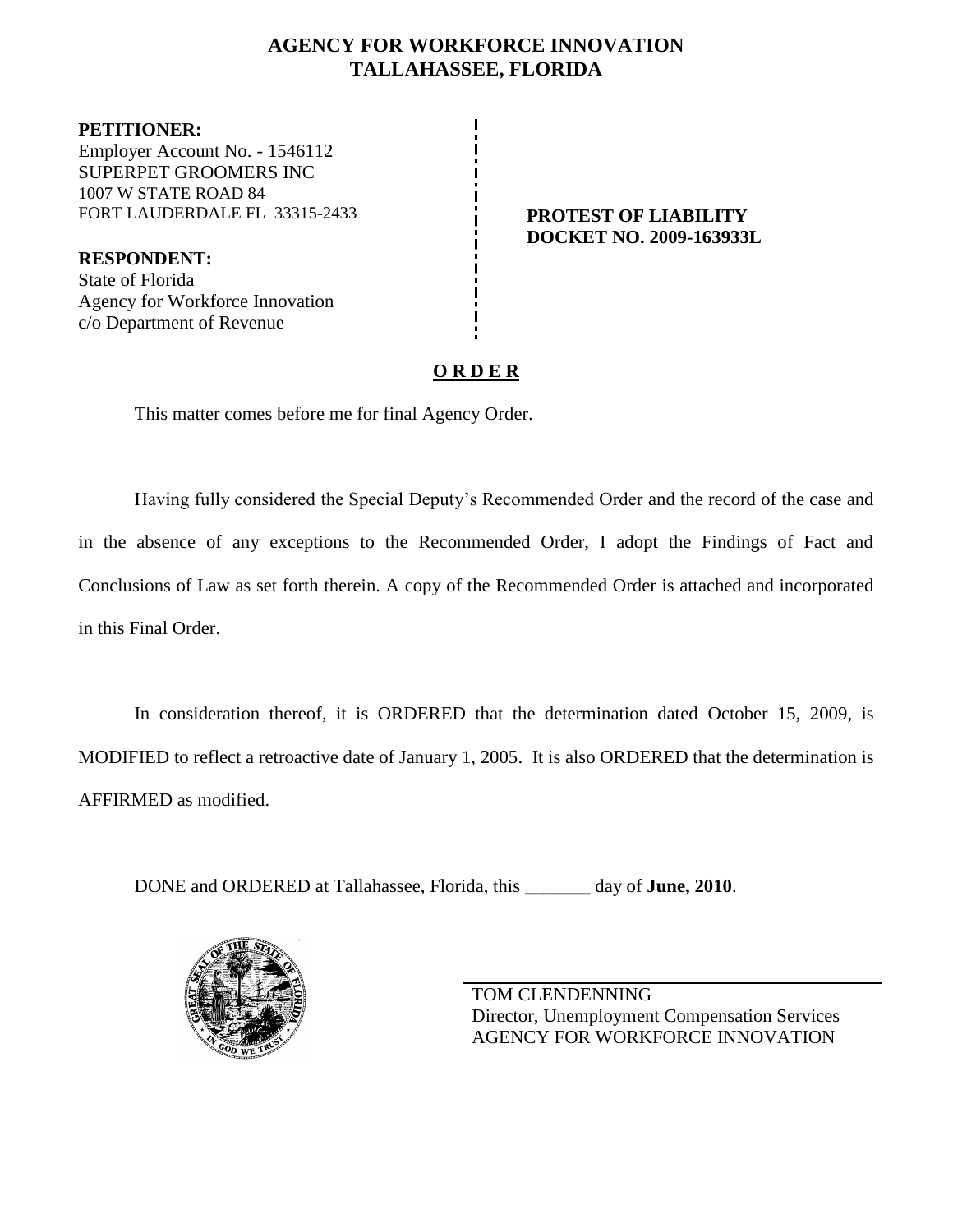# AGENCY FOR WORKFORCE INNOVATION
# TALLAHASSEE, FLORIDA

**PETITIONER:**
Employer Account No. - 1546112
SUPERPET GROOMERS INC
1007 W STATE ROAD 84
FORT LAUDERDALE FL 33315-2433

**RESPONDENT:**
State of Florida
Agency for Workforce Innovation
c/o Department of Revenue

**PROTEST OF LIABILITY**
**DOCKET NO. 2009-163933L**

## O R D E R

This matter comes before me for final Agency Order.

Having fully considered the Special Deputy's Recommended Order and the record of the case and in the absence of any exceptions to the Recommended Order, I adopt the Findings of Fact and Conclusions of Law as set forth therein. A copy of the Recommended Order is attached and incorporated in this Final Order.

In consideration thereof, it is ORDERED that the determination dated October 15, 2009, is MODIFIED to reflect a retroactive date of January 1, 2005. It is also ORDERED that the determination is AFFIRMED as modified.

DONE and ORDERED at Tallahassee, Florida, this _______ day of **June, 2010**.

TOM CLENDENNING
Director, Unemployment Compensation Services
AGENCY FOR WORKFORCE INNOVATION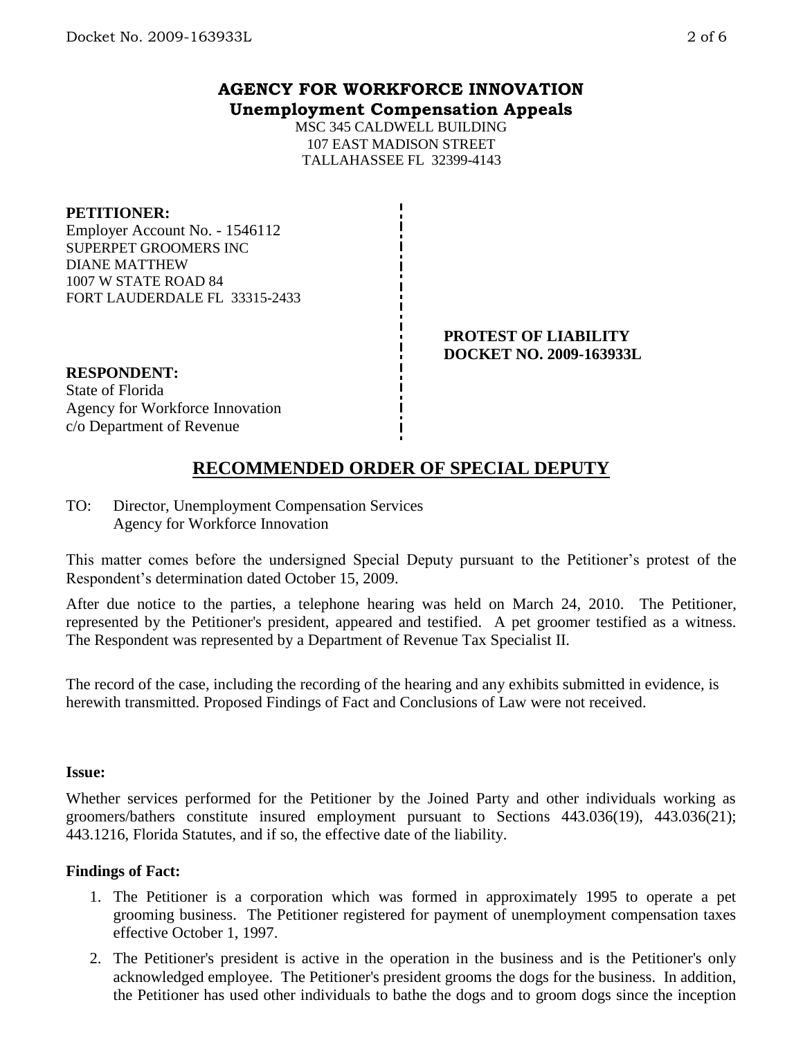## AGENCY FOR WORKFORCE INNOVATION
### Unemployment Compensation Appeals

MSC 345 CALDWELL BUILDING
107 EAST MADISON STREET
TALLAHASSEE FL 32399-4143

**PETITIONER:**
Employer Account No. - 1546112
SUPERPET GROOMERS INC
DIANE MATTHEW
1007 W STATE ROAD 84
FORT LAUDERDALE FL 33315-2433

**PROTEST OF LIABILITY**
**DOCKET NO. 2009-163933L**

**RESPONDENT:**
State of Florida
Agency for Workforce Innovation
c/o Department of Revenue

## RECOMMENDED ORDER OF SPECIAL DEPUTY

TO: Director, Unemployment Compensation Services
Agency for Workforce Innovation

This matter comes before the undersigned Special Deputy pursuant to the Petitioner's protest of the Respondent's determination dated October 15, 2009.

After due notice to the parties, a telephone hearing was held on March 24, 2010. The Petitioner, represented by the Petitioner's president, appeared and testified. A pet groomer testified as a witness. The Respondent was represented by a Department of Revenue Tax Specialist II.

The record of the case, including the recording of the hearing and any exhibits submitted in evidence, is herewith transmitted. Proposed Findings of Fact and Conclusions of Law were not received.

**Issue:**

Whether services performed for the Petitioner by the Joined Party and other individuals working as groomers/bathers constitute insured employment pursuant to Sections 443.036(19), 443.036(21); 443.1216, Florida Statutes, and if so, the effective date of the liability.

**Findings of Fact:**

1. The Petitioner is a corporation which was formed in approximately 1995 to operate a pet grooming business. The Petitioner registered for payment of unemployment compensation taxes effective October 1, 1997.
2. The Petitioner's president is active in the operation in the business and is the Petitioner's only acknowledged employee. The Petitioner's president grooms the dogs for the business. In addition, the Petitioner has used other individuals to bathe the dogs and to groom dogs since the inception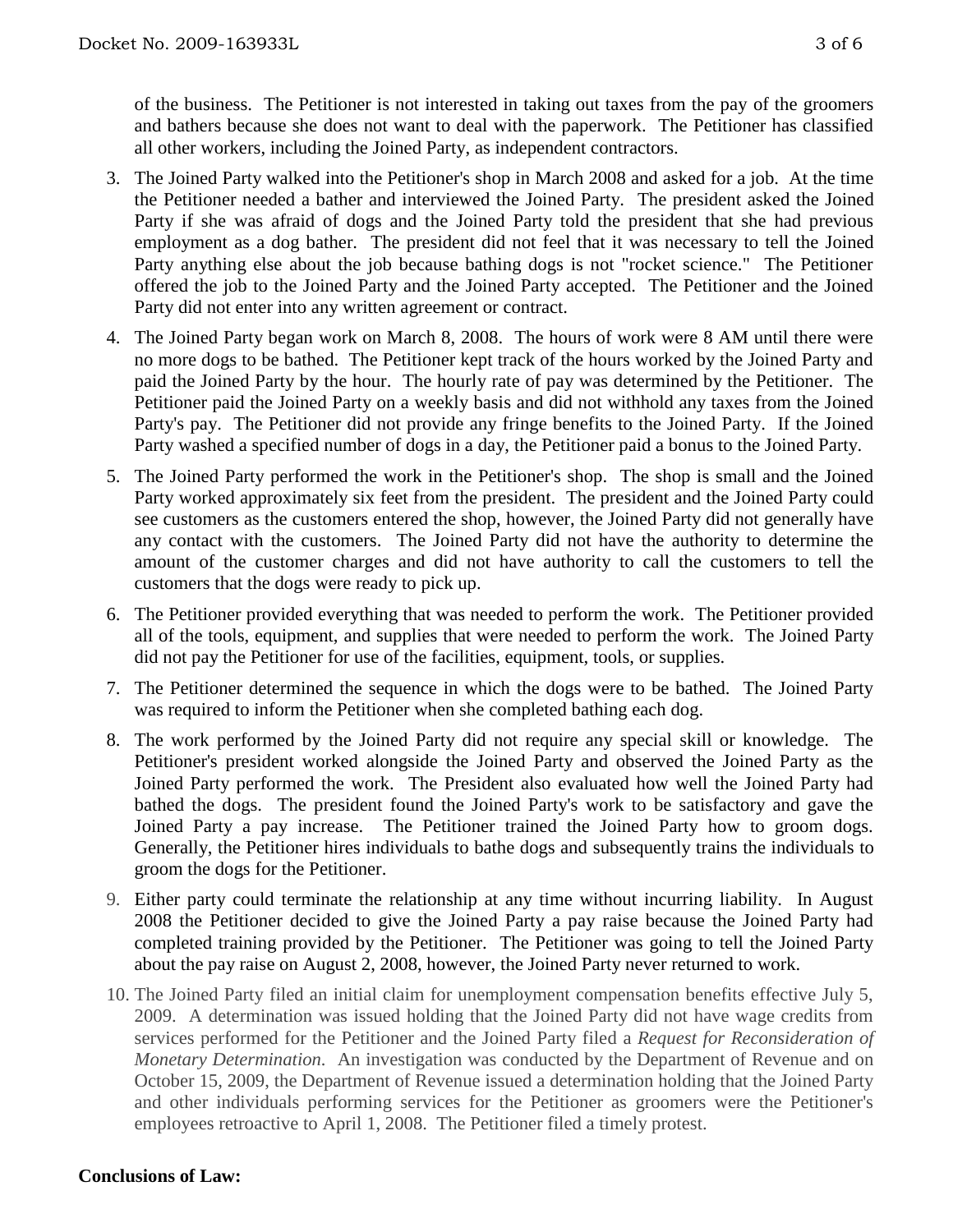of the business. The Petitioner is not interested in taking out taxes from the pay of the groomers and bathers because she does not want to deal with the paperwork. The Petitioner has classified all other workers, including the Joined Party, as independent contractors.

3. The Joined Party walked into the Petitioner's shop in March 2008 and asked for a job. At the time the Petitioner needed a bather and interviewed the Joined Party. The president asked the Joined Party if she was afraid of dogs and the Joined Party told the president that she had previous employment as a dog bather. The president did not feel that it was necessary to tell the Joined Party anything else about the job because bathing dogs is not "rocket science." The Petitioner offered the job to the Joined Party and the Joined Party accepted. The Petitioner and the Joined Party did not enter into any written agreement or contract.

4. The Joined Party began work on March 8, 2008. The hours of work were 8 AM until there were no more dogs to be bathed. The Petitioner kept track of the hours worked by the Joined Party and paid the Joined Party by the hour. The hourly rate of pay was determined by the Petitioner. The Petitioner paid the Joined Party on a weekly basis and did not withhold any taxes from the Joined Party's pay. The Petitioner did not provide any fringe benefits to the Joined Party. If the Joined Party washed a specified number of dogs in a day, the Petitioner paid a bonus to the Joined Party.

5. The Joined Party performed the work in the Petitioner's shop. The shop is small and the Joined Party worked approximately six feet from the president. The president and the Joined Party could see customers as the customers entered the shop, however, the Joined Party did not generally have any contact with the customers. The Joined Party did not have the authority to determine the amount of the customer charges and did not have authority to call the customers to tell the customers that the dogs were ready to pick up.

6. The Petitioner provided everything that was needed to perform the work. The Petitioner provided all of the tools, equipment, and supplies that were needed to perform the work. The Joined Party did not pay the Petitioner for use of the facilities, equipment, tools, or supplies.

7. The Petitioner determined the sequence in which the dogs were to be bathed. The Joined Party was required to inform the Petitioner when she completed bathing each dog.

8. The work performed by the Joined Party did not require any special skill or knowledge. The Petitioner's president worked alongside the Joined Party and observed the Joined Party as the Joined Party performed the work. The President also evaluated how well the Joined Party had bathed the dogs. The president found the Joined Party's work to be satisfactory and gave the Joined Party a pay increase. The Petitioner trained the Joined Party how to groom dogs. Generally, the Petitioner hires individuals to bathe dogs and subsequently trains the individuals to groom the dogs for the Petitioner.

9. Either party could terminate the relationship at any time without incurring liability. In August 2008 the Petitioner decided to give the Joined Party a pay raise because the Joined Party had completed training provided by the Petitioner. The Petitioner was going to tell the Joined Party about the pay raise on August 2, 2008, however, the Joined Party never returned to work.

10. The Joined Party filed an initial claim for unemployment compensation benefits effective July 5, 2009. A determination was issued holding that the Joined Party did not have wage credits from services performed for the Petitioner and the Joined Party filed a *Request for Reconsideration of Monetary Determination.* An investigation was conducted by the Department of Revenue and on October 15, 2009, the Department of Revenue issued a determination holding that the Joined Party and other individuals performing services for the Petitioner as groomers were the Petitioner's employees retroactive to April 1, 2008. The Petitioner filed a timely protest.

**Conclusions of Law:**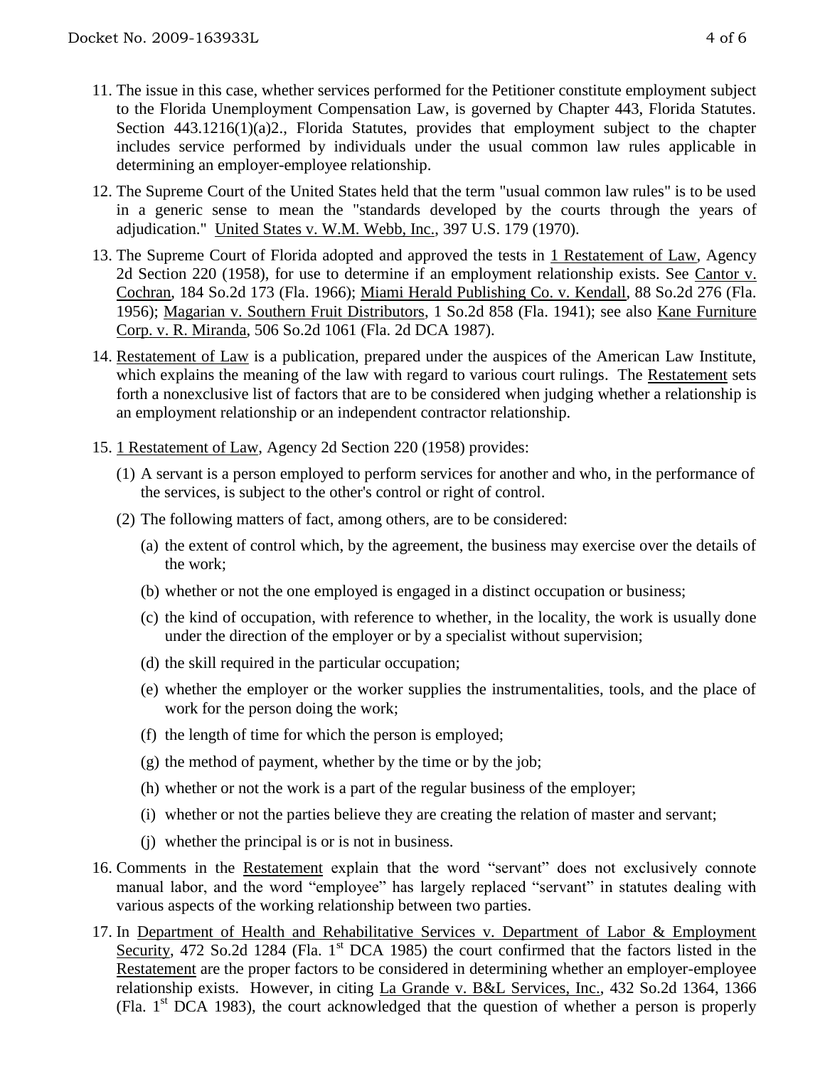11. The issue in this case, whether services performed for the Petitioner constitute employment subject to the Florida Unemployment Compensation Law, is governed by Chapter 443, Florida Statutes. Section 443.1216(1)(a)2., Florida Statutes, provides that employment subject to the chapter includes service performed by individuals under the usual common law rules applicable in determining an employer-employee relationship.

12. The Supreme Court of the United States held that the term "usual common law rules" is to be used in a generic sense to mean the "standards developed by the courts through the years of adjudication." United States v. W.M. Webb, Inc., 397 U.S. 179 (1970).

13. The Supreme Court of Florida adopted and approved the tests in 1 Restatement of Law, Agency 2d Section 220 (1958), for use to determine if an employment relationship exists. See Cantor v. Cochran, 184 So.2d 173 (Fla. 1966); Miami Herald Publishing Co. v. Kendall, 88 So.2d 276 (Fla. 1956); Magarian v. Southern Fruit Distributors, 1 So.2d 858 (Fla. 1941); see also Kane Furniture Corp. v. R. Miranda, 506 So.2d 1061 (Fla. 2d DCA 1987).

14. Restatement of Law is a publication, prepared under the auspices of the American Law Institute, which explains the meaning of the law with regard to various court rulings. The Restatement sets forth a nonexclusive list of factors that are to be considered when judging whether a relationship is an employment relationship or an independent contractor relationship.

15. 1 Restatement of Law, Agency 2d Section 220 (1958) provides:

    (1) A servant is a person employed to perform services for another and who, in the performance of the services, is subject to the other's control or right of control.

    (2) The following matters of fact, among others, are to be considered:

    (a) the extent of control which, by the agreement, the business may exercise over the details of the work;

    (b) whether or not the one employed is engaged in a distinct occupation or business;

    (c) the kind of occupation, with reference to whether, in the locality, the work is usually done under the direction of the employer or by a specialist without supervision;

    (d) the skill required in the particular occupation;

    (e) whether the employer or the worker supplies the instrumentalities, tools, and the place of work for the person doing the work;

    (f) the length of time for which the person is employed;

    (g) the method of payment, whether by the time or by the job;

    (h) whether or not the work is a part of the regular business of the employer;

    (i) whether or not the parties believe they are creating the relation of master and servant;

    (j) whether the principal is or is not in business.

16. Comments in the Restatement explain that the word "servant" does not exclusively connote manual labor, and the word "employee" has largely replaced "servant" in statutes dealing with various aspects of the working relationship between two parties.

17. In Department of Health and Rehabilitative Services v. Department of Labor & Employment Security, 472 So.2d 1284 (Fla. 1st DCA 1985) the court confirmed that the factors listed in the Restatement are the proper factors to be considered in determining whether an employer-employee relationship exists. However, in citing La Grande v. B&L Services, Inc., 432 So.2d 1364, 1366 (Fla. 1st DCA 1983), the court acknowledged that the question of whether a person is properly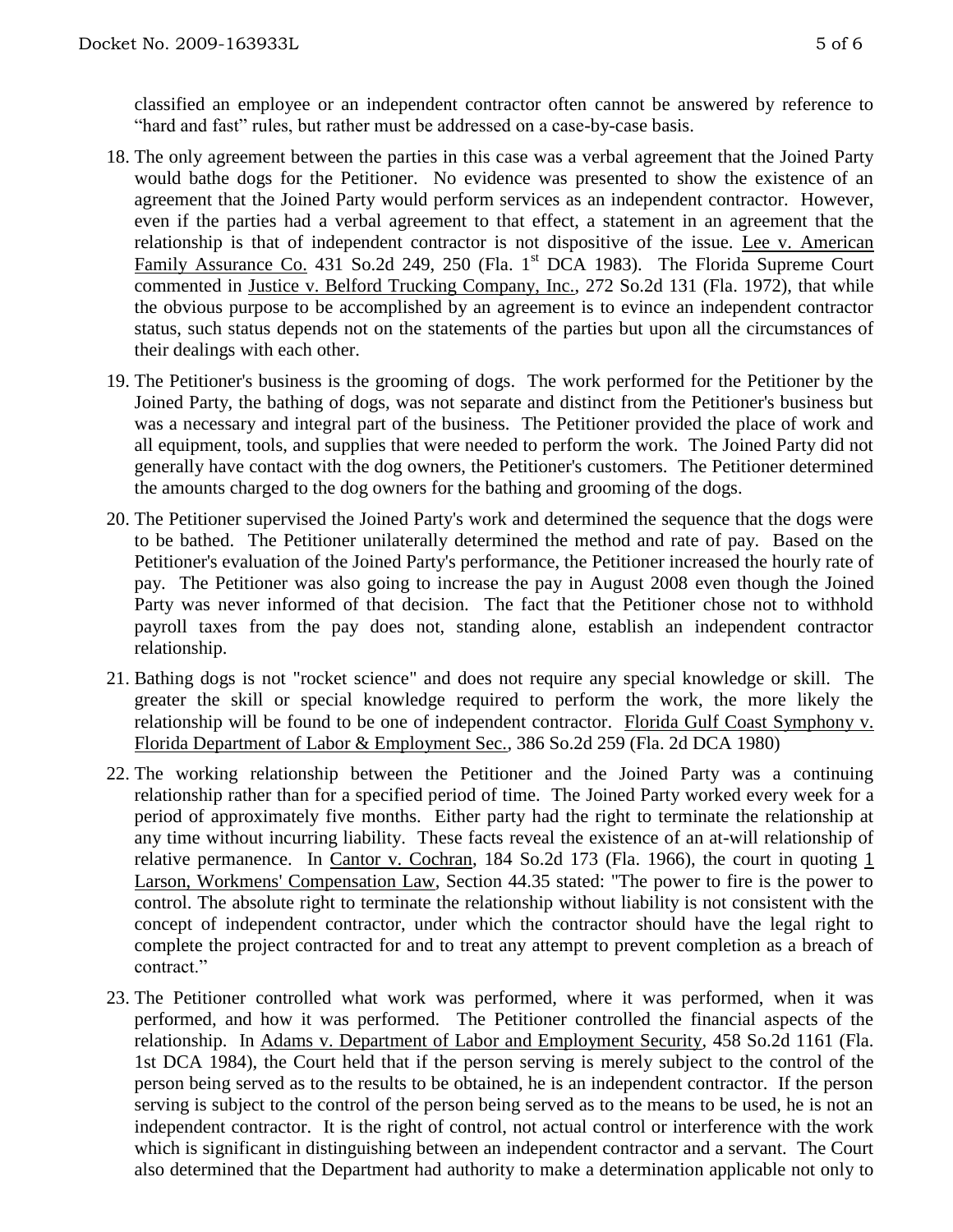classified an employee or an independent contractor often cannot be answered by reference to "hard and fast" rules, but rather must be addressed on a case-by-case basis.

18. The only agreement between the parties in this case was a verbal agreement that the Joined Party would bathe dogs for the Petitioner. No evidence was presented to show the existence of an agreement that the Joined Party would perform services as an independent contractor. However, even if the parties had a verbal agreement to that effect, a statement in an agreement that the relationship is that of independent contractor is not dispositive of the issue. Lee v. American Family Assurance Co. 431 So.2d 249, 250 (Fla. 1st DCA 1983). The Florida Supreme Court commented in Justice v. Belford Trucking Company, Inc., 272 So.2d 131 (Fla. 1972), that while the obvious purpose to be accomplished by an agreement is to evince an independent contractor status, such status depends not on the statements of the parties but upon all the circumstances of their dealings with each other.

19. The Petitioner's business is the grooming of dogs. The work performed for the Petitioner by the Joined Party, the bathing of dogs, was not separate and distinct from the Petitioner's business but was a necessary and integral part of the business. The Petitioner provided the place of work and all equipment, tools, and supplies that were needed to perform the work. The Joined Party did not generally have contact with the dog owners, the Petitioner's customers. The Petitioner determined the amounts charged to the dog owners for the bathing and grooming of the dogs.

20. The Petitioner supervised the Joined Party's work and determined the sequence that the dogs were to be bathed. The Petitioner unilaterally determined the method and rate of pay. Based on the Petitioner's evaluation of the Joined Party's performance, the Petitioner increased the hourly rate of pay. The Petitioner was also going to increase the pay in August 2008 even though the Joined Party was never informed of that decision. The fact that the Petitioner chose not to withhold payroll taxes from the pay does not, standing alone, establish an independent contractor relationship.

21. Bathing dogs is not "rocket science" and does not require any special knowledge or skill. The greater the skill or special knowledge required to perform the work, the more likely the relationship will be found to be one of independent contractor. Florida Gulf Coast Symphony v. Florida Department of Labor & Employment Sec., 386 So.2d 259 (Fla. 2d DCA 1980)

22. The working relationship between the Petitioner and the Joined Party was a continuing relationship rather than for a specified period of time. The Joined Party worked every week for a period of approximately five months. Either party had the right to terminate the relationship at any time without incurring liability. These facts reveal the existence of an at-will relationship of relative permanence. In Cantor v. Cochran, 184 So.2d 173 (Fla. 1966), the court in quoting 1 Larson, Workmens' Compensation Law, Section 44.35 stated: "The power to fire is the power to control. The absolute right to terminate the relationship without liability is not consistent with the concept of independent contractor, under which the contractor should have the legal right to complete the project contracted for and to treat any attempt to prevent completion as a breach of contract."

23. The Petitioner controlled what work was performed, where it was performed, when it was performed, and how it was performed. The Petitioner controlled the financial aspects of the relationship. In Adams v. Department of Labor and Employment Security, 458 So.2d 1161 (Fla. 1st DCA 1984), the Court held that if the person serving is merely subject to the control of the person being served as to the results to be obtained, he is an independent contractor. If the person serving is subject to the control of the person being served as to the means to be used, he is not an independent contractor. It is the right of control, not actual control or interference with the work which is significant in distinguishing between an independent contractor and a servant. The Court also determined that the Department had authority to make a determination applicable not only to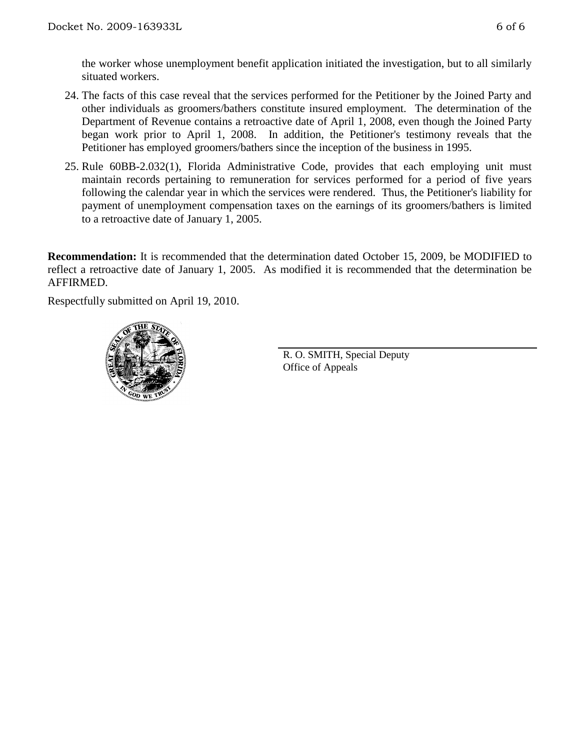the worker whose unemployment benefit application initiated the investigation, but to all similarly situated workers.

24. The facts of this case reveal that the services performed for the Petitioner by the Joined Party and other individuals as groomers/bathers constitute insured employment. The determination of the Department of Revenue contains a retroactive date of April 1, 2008, even though the Joined Party began work prior to April 1, 2008. In addition, the Petitioner's testimony reveals that the Petitioner has employed groomers/bathers since the inception of the business in 1995.

25. Rule 60BB-2.032(1), Florida Administrative Code, provides that each employing unit must maintain records pertaining to remuneration for services performed for a period of five years following the calendar year in which the services were rendered. Thus, the Petitioner's liability for payment of unemployment compensation taxes on the earnings of its groomers/bathers is limited to a retroactive date of January 1, 2005.

**Recommendation:** It is recommended that the determination dated October 15, 2009, be MODIFIED to reflect a retroactive date of January 1, 2005. As modified it is recommended that the determination be AFFIRMED.

Respectfully submitted on April 19, 2010.

R. O. SMITH, Special Deputy
Office of Appeals